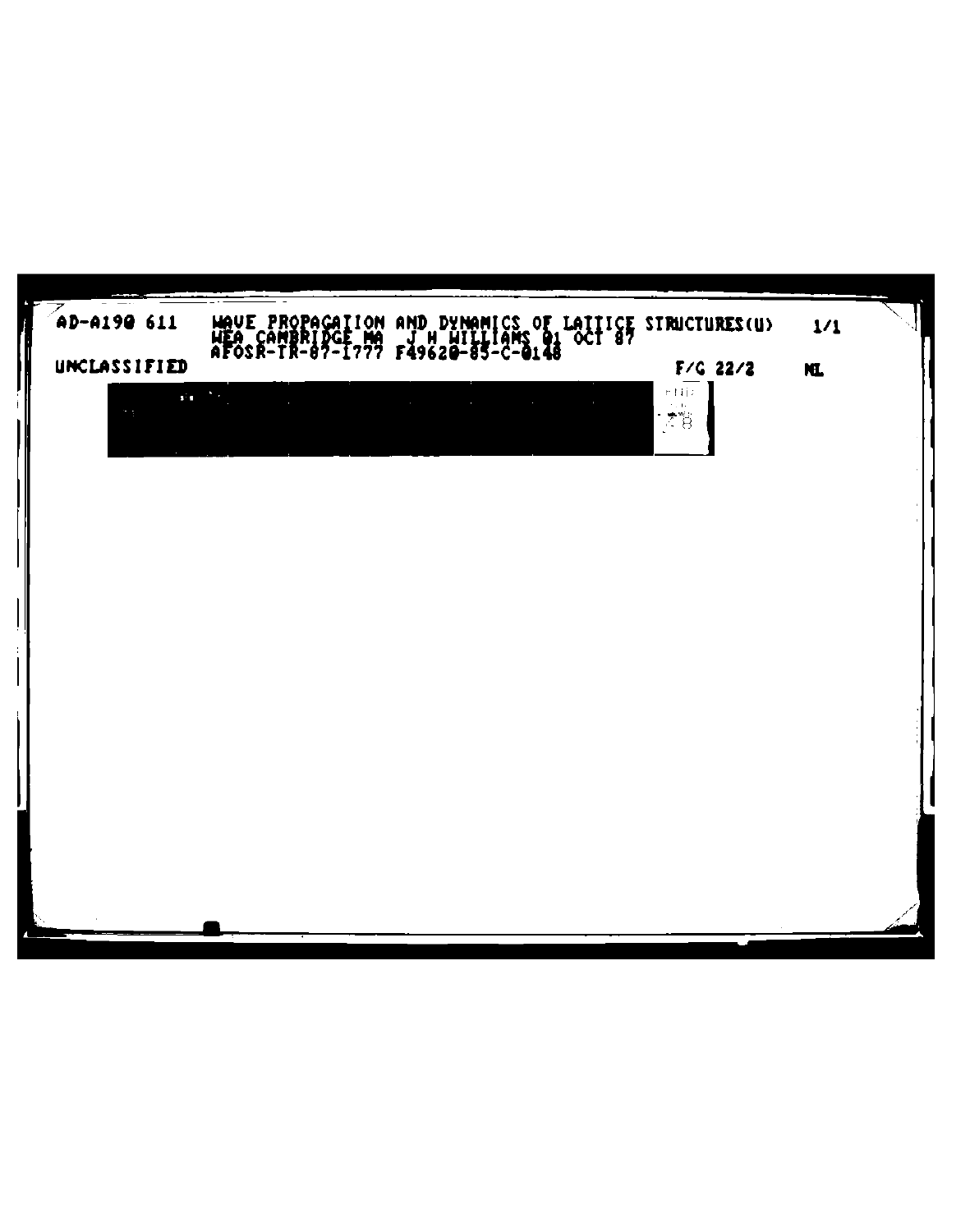AD-A190 611 WAVE PROPAGATION AND DYNAMICS OF LATTICE STRUCTURES(U) 1/1
WEA CAMBRIDGE MA J H WILLIAMS 01 OCT 87
AFOSR-TR-87-1777 F49620-85-C-0148

UNCLASSIFIED F/G 22/2 NL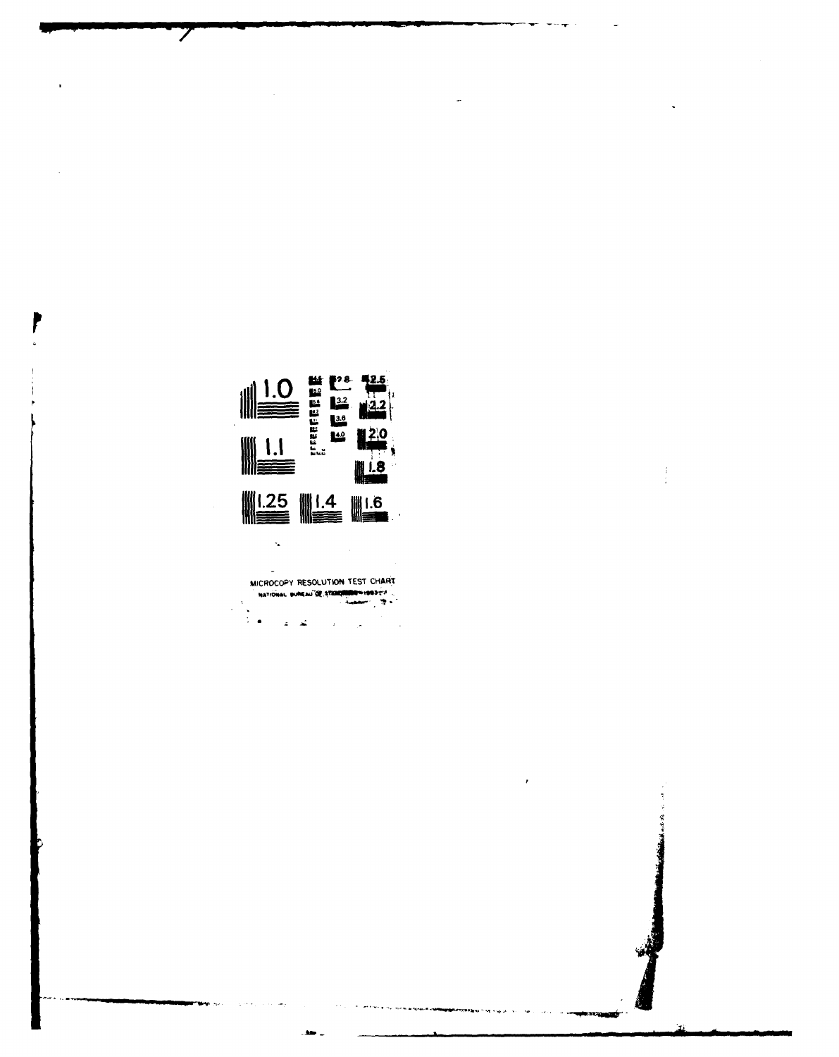MICROCOPY RESOLUTION TEST CHART

NATIONAL BUREAU OF STANDARDS-1963-A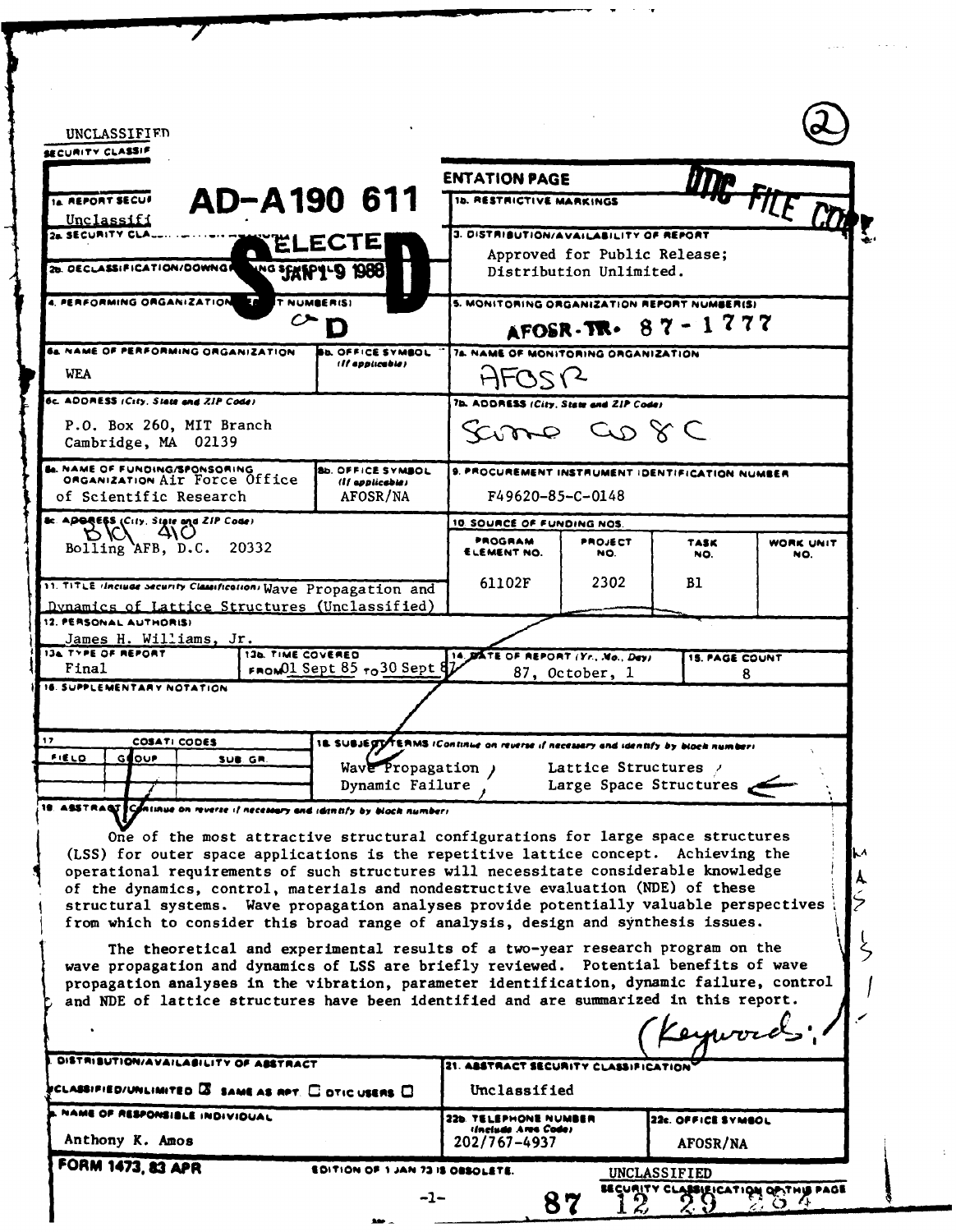UNCLASSIFIED

SECURITY CLASSIFICATION OF THIS PAGE

AD-A190 611

DTIC FILE COPY

ELECTE JAN 19 1988 D

# REPORT DOCUMENTATION PAGE

| Field | Content |
|---|---|
| 1a. REPORT SECURITY CLASSIFICATION | Unclassified |
| 1b. RESTRICTIVE MARKINGS | |
| 2a. SECURITY CLASSIFICATION AUTHORITY | |
| 2b. DECLASSIFICATION/DOWNGRADING SCHEDULE | |
| 3. DISTRIBUTION/AVAILABILITY OF REPORT | Approved for Public Release; Distribution Unlimited. |
| 4. PERFORMING ORGANIZATION REPORT NUMBER(S) | |
| 5. MONITORING ORGANIZATION REPORT NUMBER(S) | AFOSR-TR- 87-1777 |
| 6a. NAME OF PERFORMING ORGANIZATION | WEA |
| 6b. OFFICE SYMBOL (If applicable) | |
| 7a. NAME OF MONITORING ORGANIZATION | AFOSR |
| 6c. ADDRESS (City, State and ZIP Code) | P.O. Box 260, MIT Branch Cambridge, MA 02139 |
| 7b. ADDRESS (City, State and ZIP Code) | Same as 8C |
| 8a. NAME OF FUNDING/SPONSORING ORGANIZATION | Air Force Office of Scientific Research |
| 8b. OFFICE SYMBOL (If applicable) | AFOSR/NA |
| 9. PROCUREMENT INSTRUMENT IDENTIFICATION NUMBER | F49620-85-C-0148 |
| 8c. ADDRESS (City, State and ZIP Code) | Bldg 410 Bolling AFB, D.C. 20332 |

| 10. SOURCE OF FUNDING NOS. | | | |
|---|---|---|---|
| PROGRAM ELEMENT NO. | PROJECT NO. | TASK NO. | WORK UNIT NO. |
| 61102F | 2302 | B1 | |

| Field | Content |
|---|---|
| 11. TITLE (Include Security Classification) | Wave Propagation and Dynamics of Lattice Structures (Unclassified) |
| 12. PERSONAL AUTHOR(S) | James H. Williams, Jr. |
| 13a. TYPE OF REPORT | Final |
| 13b. TIME COVERED | FROM 01 Sept 85 TO 30 Sept 87 |
| 14. DATE OF REPORT (Yr., Mo., Day) | 87, October, 1 |
| 15. PAGE COUNT | 8 |
| 16. SUPPLEMENTARY NOTATION | |

| 17. COSATI CODES | | |
|---|---|---|
| FIELD | GROUP | SUB. GR. |
| | | |

18. SUBJECT TERMS (Continue on reverse if necessary and identify by block number)

Wave Propagation, Lattice Structures, Dynamic Failure, Large Space Structures

19. ABSTRACT (Continue on reverse if necessary and identify by block number)

One of the most attractive structural configurations for large space structures (LSS) for outer space applications is the repetitive lattice concept. Achieving the operational requirements of such structures will necessitate considerable knowledge of the dynamics, control, materials and nondestructive evaluation (NDE) of these structural systems. Wave propagation analyses provide potentially valuable perspectives from which to consider this broad range of analysis, design and synthesis issues.

The theoretical and experimental results of a two-year research program on the wave propagation and dynamics of LSS are briefly reviewed. Potential benefits of wave propagation analyses in the vibration, parameter identification, dynamic failure, control and NDE of lattice structures have been identified and are summarized in this report.

(Keywords: )

| Field | Content |
|---|---|
| 20. DISTRIBUTION/AVAILABILITY OF ABSTRACT | UNCLASSIFIED/UNLIMITED ☒ SAME AS RPT. ☐ DTIC USERS ☐ |
| 21. ABSTRACT SECURITY CLASSIFICATION | Unclassified |
| 22a. NAME OF RESPONSIBLE INDIVIDUAL | Anthony K. Amos |
| 22b. TELEPHONE NUMBER (Include Area Code) | 202/767-4937 |
| 22c. OFFICE SYMBOL | AFOSR/NA |

DD FORM 1473, 83 APR — EDITION OF 1 JAN 73 IS OBSOLETE.

UNCLASSIFIED

SECURITY CLASSIFICATION OF THIS PAGE

87 12 29 284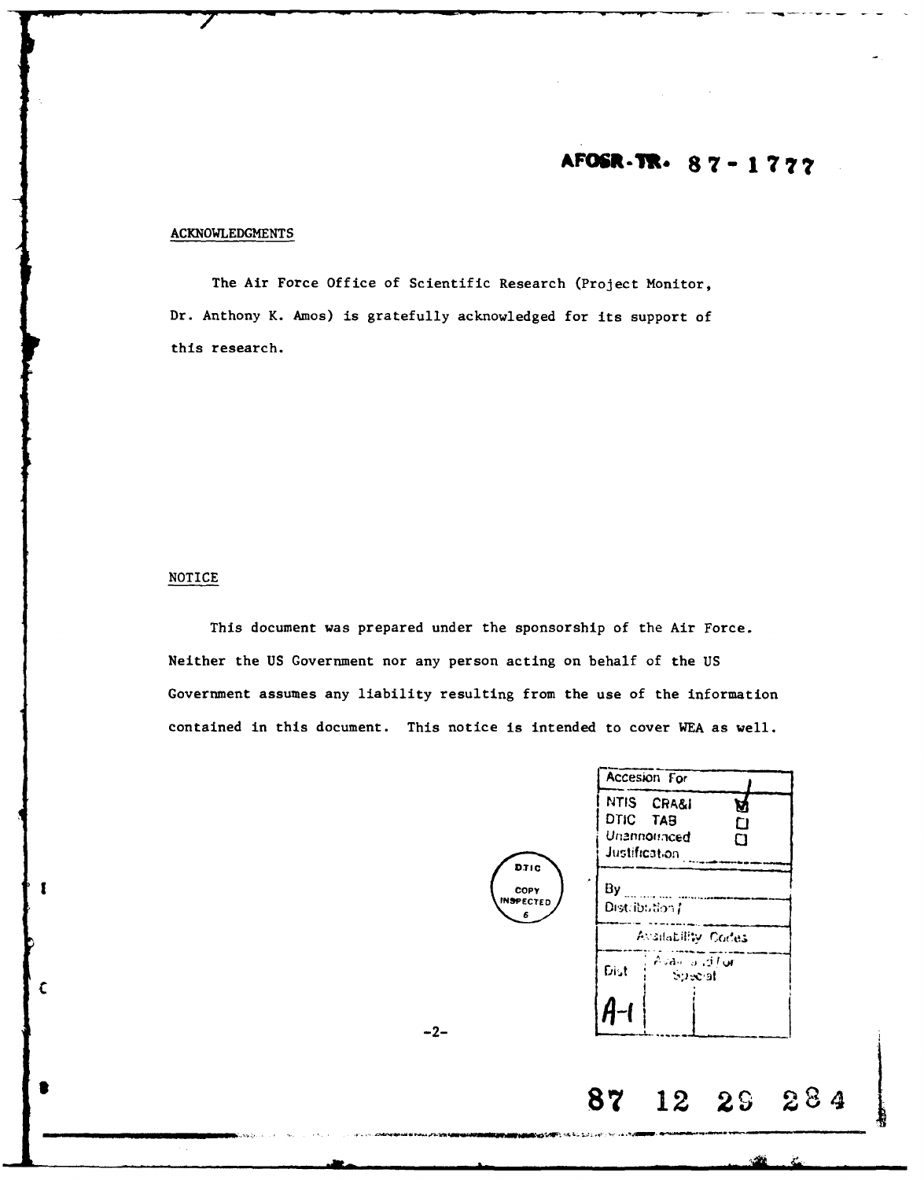AFOSR-TR- 87-1777

## ACKNOWLEDGMENTS

The Air Force Office of Scientific Research (Project Monitor, Dr. Anthony K. Amos) is gratefully acknowledged for its support of this research.

## NOTICE

This document was prepared under the sponsorship of the Air Force. Neither the US Government nor any person acting on behalf of the US Government assumes any liability resulting from the use of the information contained in this document. This notice is intended to cover WEA as well.

DTIC COPY INSPECTED 6

| Accesion For | |
| --- | --- |
| NTIS CRA&I | ☑ |
| DTIC TAB | ☐ |
| Unannounced | ☐ |
| Justification | |
| By | |
| Distribution / | |
| Availability Codes | |
| Dist | Avail and / or Special |
| A-1 | |

87 12 29 284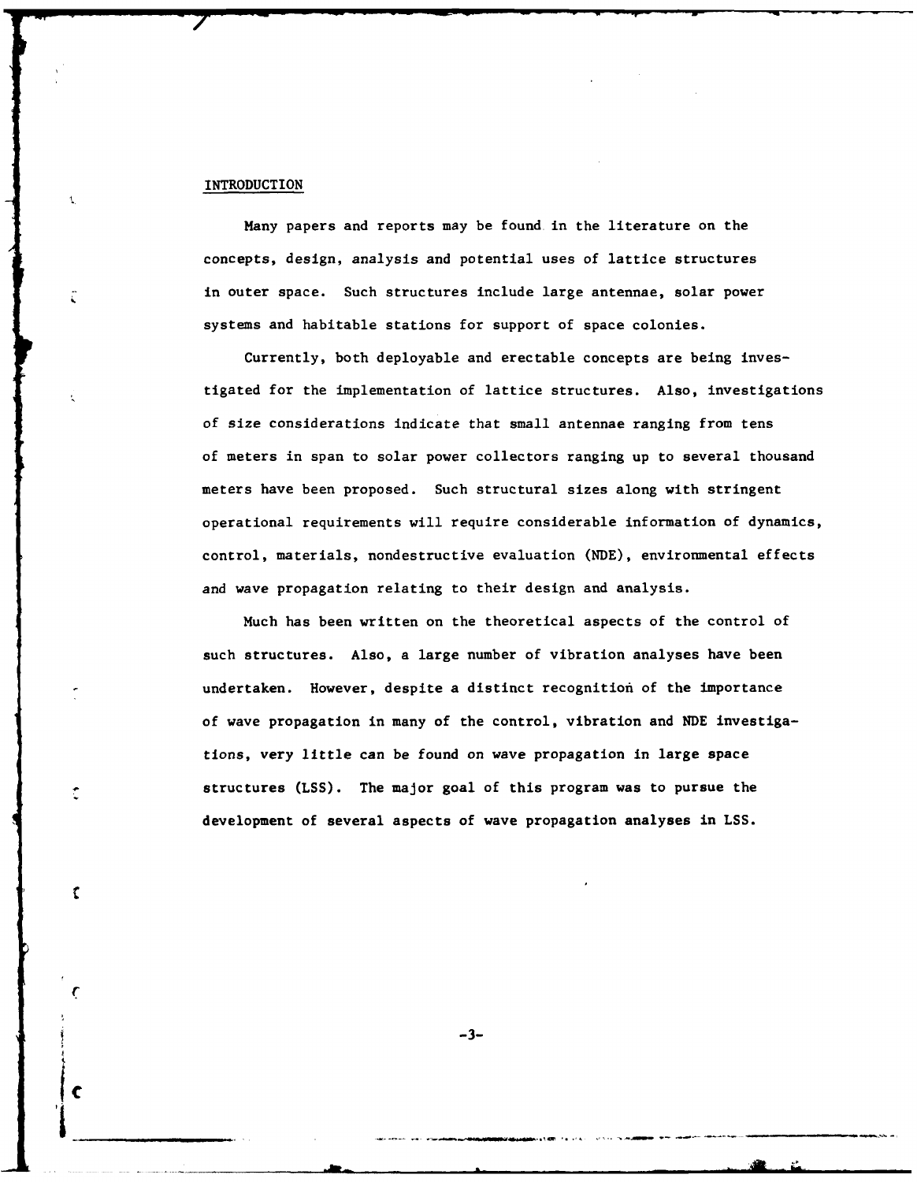# INTRODUCTION

Many papers and reports may be found in the literature on the concepts, design, analysis and potential uses of lattice structures in outer space. Such structures include large antennae, solar power systems and habitable stations for support of space colonies.

Currently, both deployable and erectable concepts are being investigated for the implementation of lattice structures. Also, investigations of size considerations indicate that small antennae ranging from tens of meters in span to solar power collectors ranging up to several thousand meters have been proposed. Such structural sizes along with stringent operational requirements will require considerable information of dynamics, control, materials, nondestructive evaluation (NDE), environmental effects and wave propagation relating to their design and analysis.

Much has been written on the theoretical aspects of the control of such structures. Also, a large number of vibration analyses have been undertaken. However, despite a distinct recognition of the importance of wave propagation in many of the control, vibration and NDE investigations, very little can be found on wave propagation in large space structures (LSS). The major goal of this program was to pursue the development of several aspects of wave propagation analyses in LSS.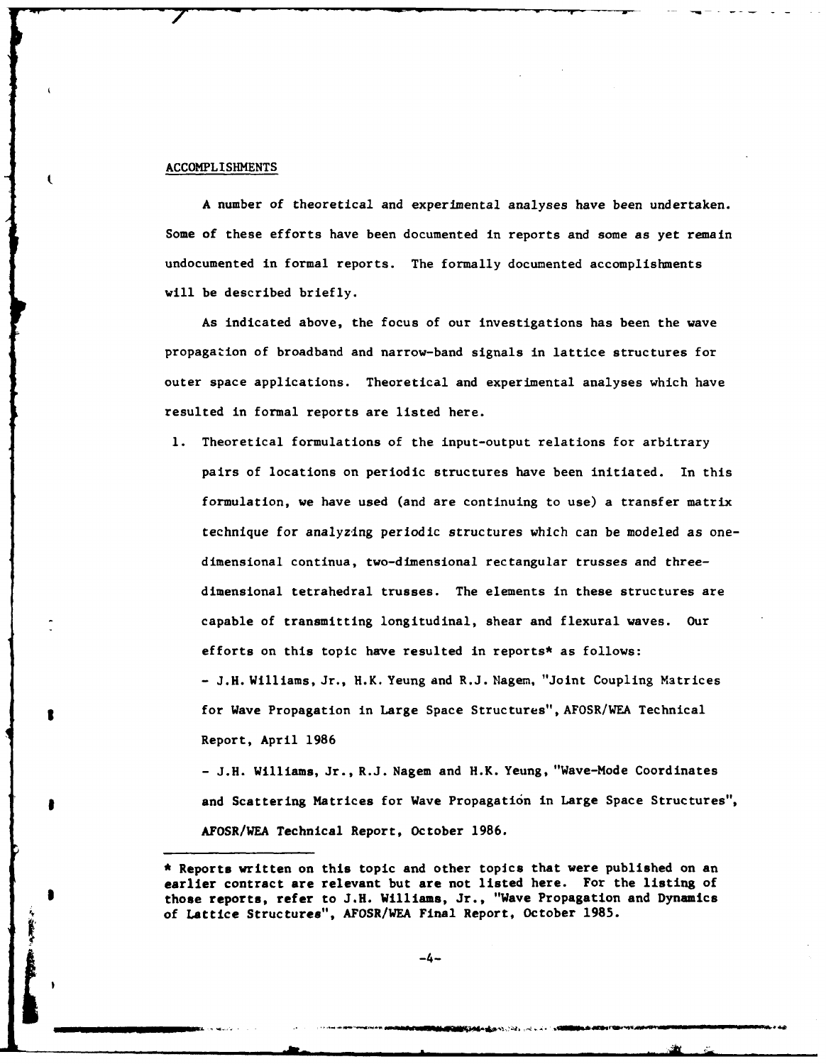## ACCOMPLISHMENTS

A number of theoretical and experimental analyses have been undertaken. Some of these efforts have been documented in reports and some as yet remain undocumented in formal reports. The formally documented accomplishments will be described briefly.

As indicated above, the focus of our investigations has been the wave propagation of broadband and narrow-band signals in lattice structures for outer space applications. Theoretical and experimental analyses which have resulted in formal reports are listed here.

1. Theoretical formulations of the input-output relations for arbitrary pairs of locations on periodic structures have been initiated. In this formulation, we have used (and are continuing to use) a transfer matrix technique for analyzing periodic structures which can be modeled as one-dimensional continua, two-dimensional rectangular trusses and three-dimensional tetrahedral trusses. The elements in these structures are capable of transmitting longitudinal, shear and flexural waves. Our efforts on this topic have resulted in reports* as follows:

   - J.H. Williams, Jr., H.K. Yeung and R.J. Nagem, "Joint Coupling Matrices for Wave Propagation in Large Space Structures", AFOSR/WEA Technical Report, April 1986

   - J.H. Williams, Jr., R.J. Nagem and H.K. Yeung, "Wave-Mode Coordinates and Scattering Matrices for Wave Propagation in Large Space Structures", AFOSR/WEA Technical Report, October 1986.

---

* Reports written on this topic and other topics that were published on an earlier contract are relevant but are not listed here. For the listing of those reports, refer to J.H. Williams, Jr., "Wave Propagation and Dynamics of Lattice Structures", AFOSR/WEA Final Report, October 1985.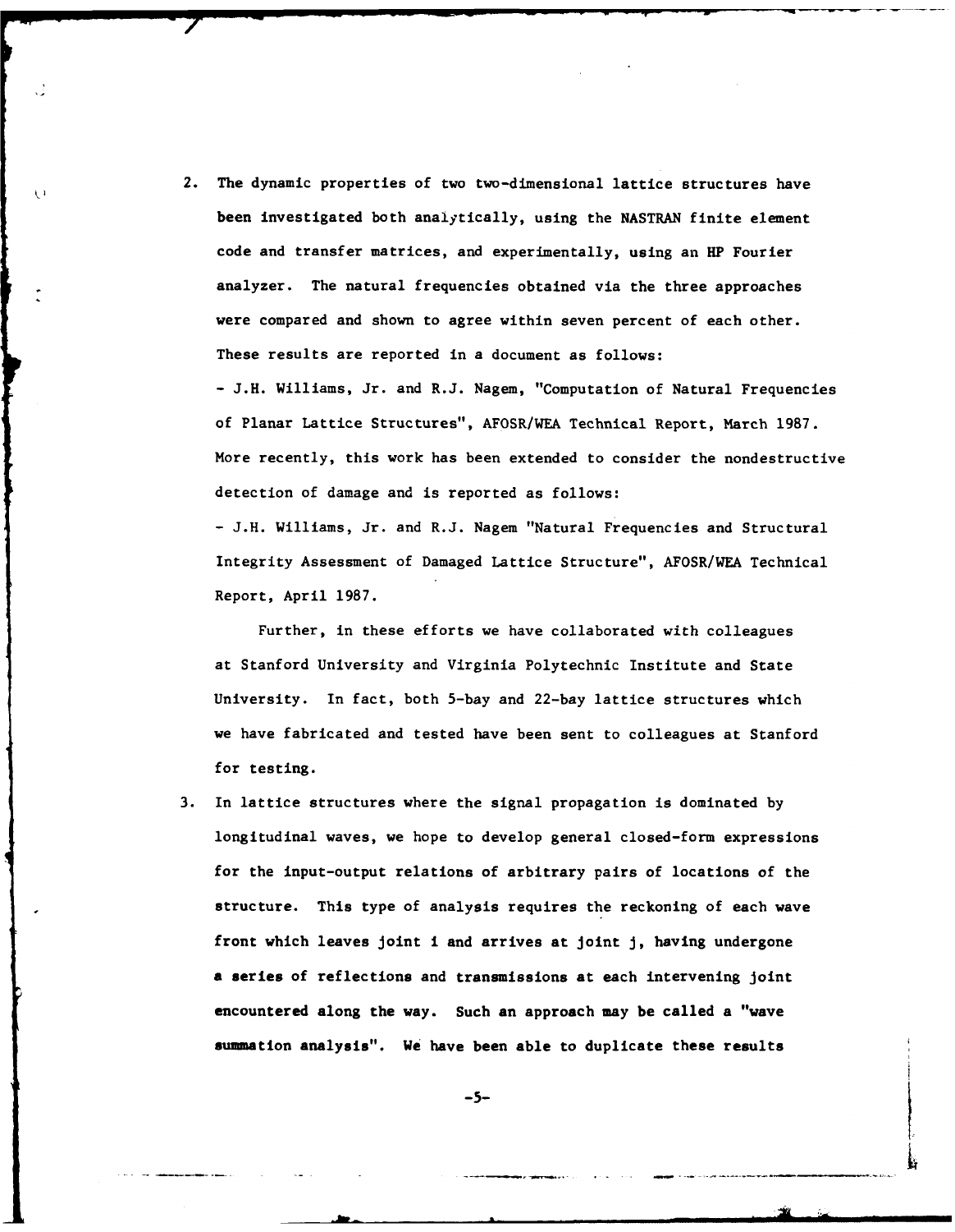2. The dynamic properties of two two-dimensional lattice structures have been investigated both analytically, using the NASTRAN finite element code and transfer matrices, and experimentally, using an HP Fourier analyzer. The natural frequencies obtained via the three approaches were compared and shown to agree within seven percent of each other. These results are reported in a document as follows:

   - J.H. Williams, Jr. and R.J. Nagem, "Computation of Natural Frequencies of Planar Lattice Structures", AFOSR/WEA Technical Report, March 1987.

   More recently, this work has been extended to consider the nondestructive detection of damage and is reported as follows:

   - J.H. Williams, Jr. and R.J. Nagem "Natural Frequencies and Structural Integrity Assessment of Damaged Lattice Structure", AFOSR/WEA Technical Report, April 1987.

   Further, in these efforts we have collaborated with colleagues at Stanford University and Virginia Polytechnic Institute and State University. In fact, both 5-bay and 22-bay lattice structures which we have fabricated and tested have been sent to colleagues at Stanford for testing.

3. In lattice structures where the signal propagation is dominated by longitudinal waves, we hope to develop general closed-form expressions for the input-output relations of arbitrary pairs of locations of the structure. This type of analysis requires the reckoning of each wave front which leaves joint i and arrives at joint j, having undergone a series of reflections and transmissions at each intervening joint encountered along the way. Such an approach may be called a "wave summation analysis". We have been able to duplicate these results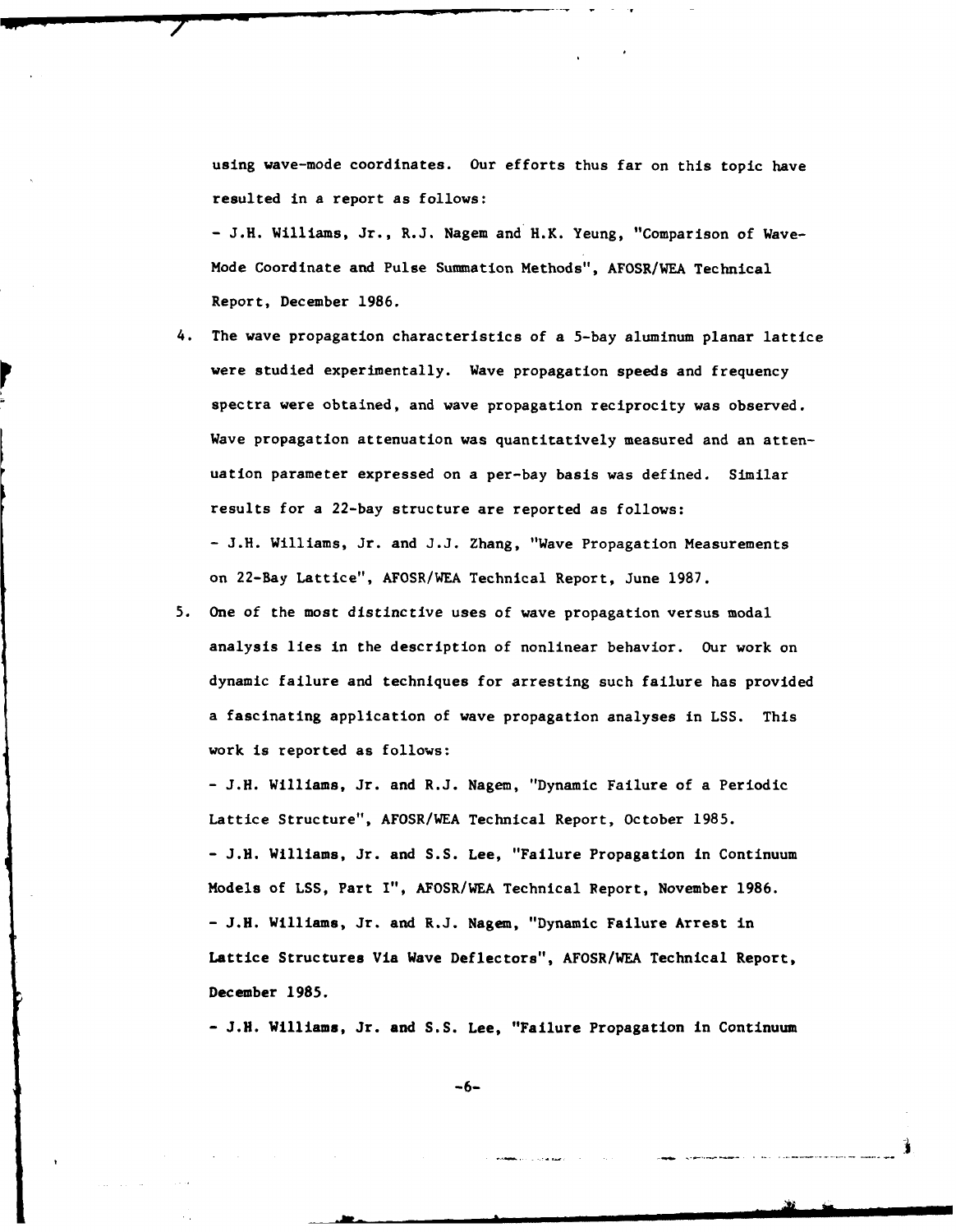using wave-mode coordinates. Our efforts thus far on this topic have resulted in a report as follows:

- J.H. Williams, Jr., R.J. Nagem and H.K. Yeung, "Comparison of Wave-Mode Coordinate and Pulse Summation Methods", AFOSR/WEA Technical Report, December 1986.

4. The wave propagation characteristics of a 5-bay aluminum planar lattice were studied experimentally. Wave propagation speeds and frequency spectra were obtained, and wave propagation reciprocity was observed. Wave propagation attenuation was quantitatively measured and an attenuation parameter expressed on a per-bay basis was defined. Similar results for a 22-bay structure are reported as follows:

   - J.H. Williams, Jr. and J.J. Zhang, "Wave Propagation Measurements on 22-Bay Lattice", AFOSR/WEA Technical Report, June 1987.

5. One of the most distinctive uses of wave propagation versus modal analysis lies in the description of nonlinear behavior. Our work on dynamic failure and techniques for arresting such failure has provided a fascinating application of wave propagation analyses in LSS. This work is reported as follows:

   - J.H. Williams, Jr. and R.J. Nagem, "Dynamic Failure of a Periodic Lattice Structure", AFOSR/WEA Technical Report, October 1985.
   - J.H. Williams, Jr. and S.S. Lee, "Failure Propagation in Continuum Models of LSS, Part I", AFOSR/WEA Technical Report, November 1986.
   - J.H. Williams, Jr. and R.J. Nagem, "Dynamic Failure Arrest in Lattice Structures Via Wave Deflectors", AFOSR/WEA Technical Report, December 1985.
   - J.H. Williams, Jr. and S.S. Lee, "Failure Propagation in Continuum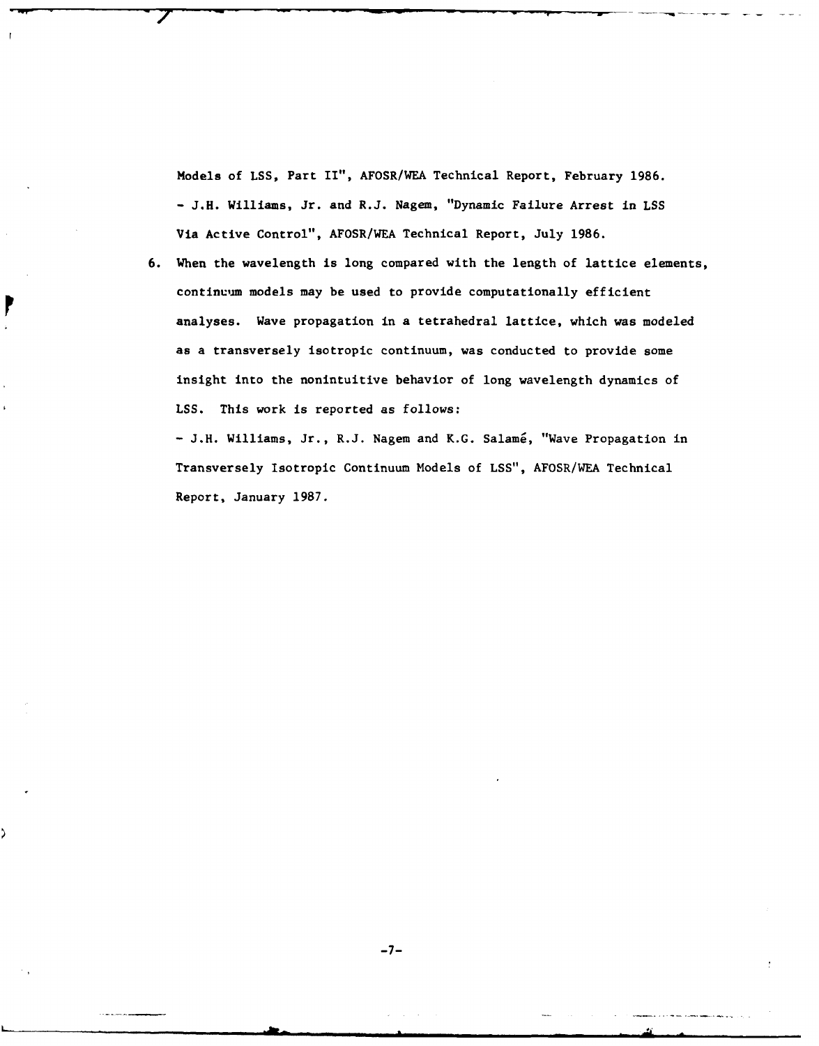Models of LSS, Part II", AFOSR/WEA Technical Report, February 1986.

- J.H. Williams, Jr. and R.J. Nagem, "Dynamic Failure Arrest in LSS Via Active Control", AFOSR/WEA Technical Report, July 1986.

6. When the wavelength is long compared with the length of lattice elements, continuum models may be used to provide computationally efficient analyses. Wave propagation in a tetrahedral lattice, which was modeled as a transversely isotropic continuum, was conducted to provide some insight into the nonintuitive behavior of long wavelength dynamics of LSS. This work is reported as follows:

   - J.H. Williams, Jr., R.J. Nagem and K.G. Salamé, "Wave Propagation in Transversely Isotropic Continuum Models of LSS", AFOSR/WEA Technical Report, January 1987.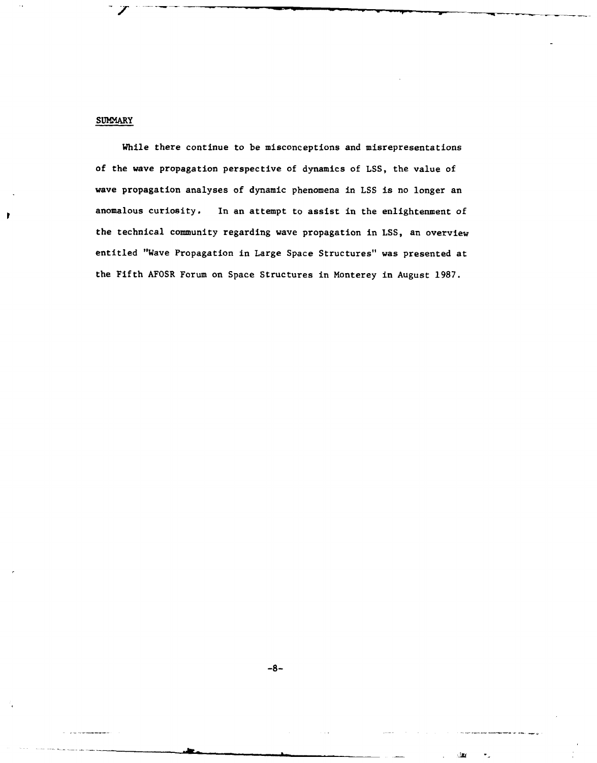## SUMMARY

While there continue to be misconceptions and misrepresentations of the wave propagation perspective of dynamics of LSS, the value of wave propagation analyses of dynamic phenomena in LSS is no longer an anomalous curiosity. In an attempt to assist in the enlightenment of the technical community regarding wave propagation in LSS, an overview entitled "Wave Propagation in Large Space Structures" was presented at the Fifth AFOSR Forum on Space Structures in Monterey in August 1987.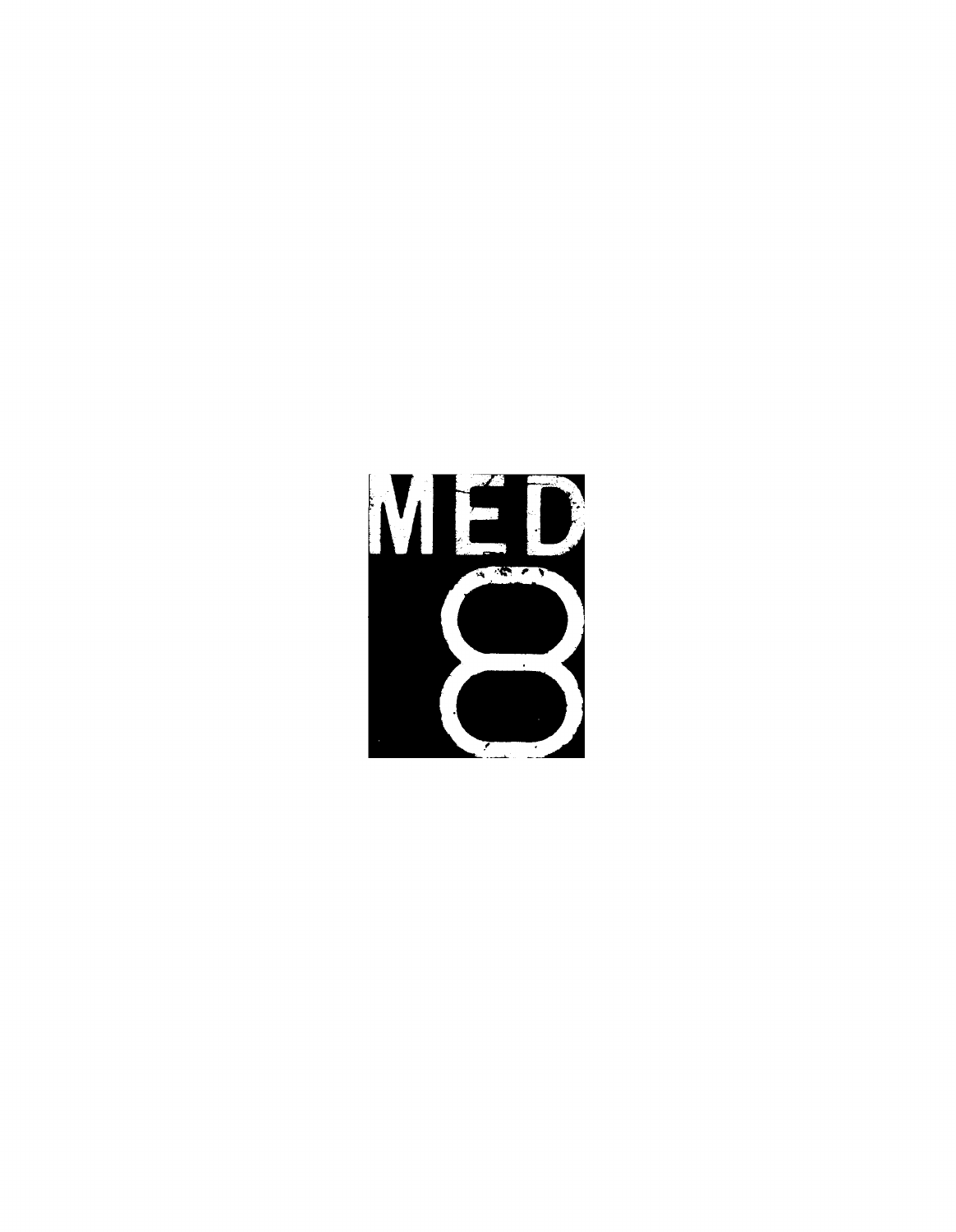MÉD

8